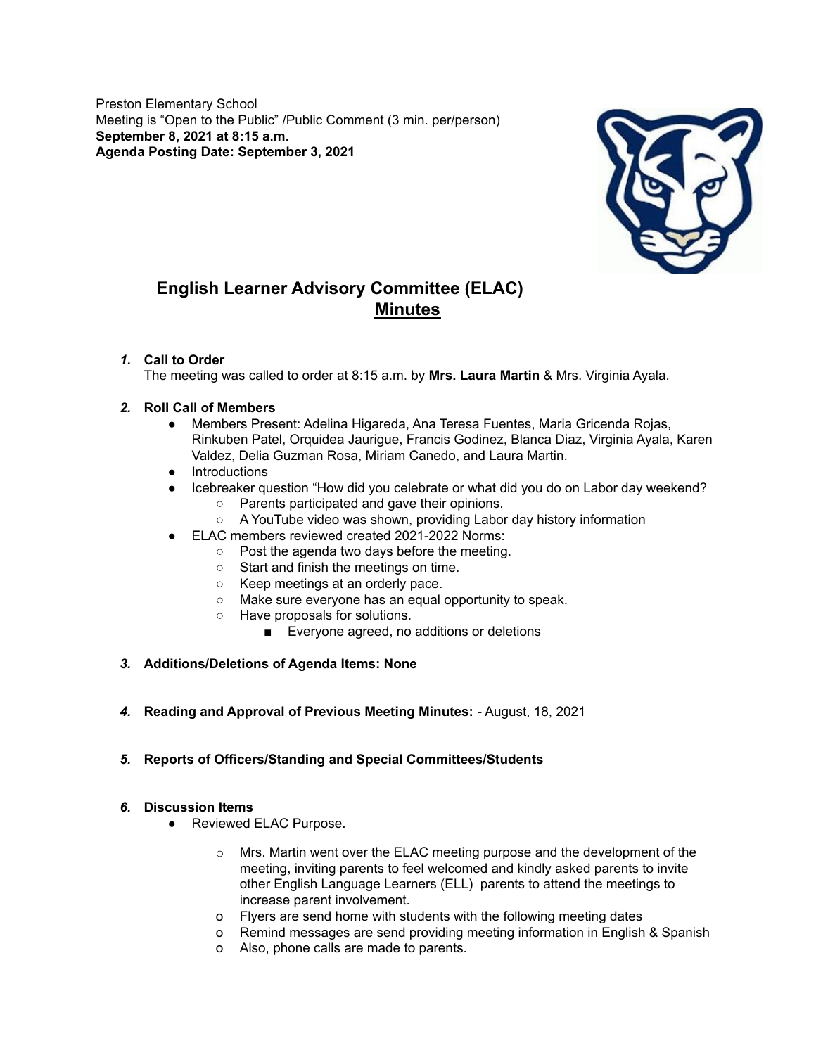Preston Elementary School
Meeting is "Open to the Public" /Public Comment (3 min. per/person)
**September 8, 2021 at 8:15 a.m.**
**Agenda Posting Date: September 3, 2021**

## English Learner Advisory Committee (ELAC) Minutes

1. ***Call to Order***
   The meeting was called to order at 8:15 a.m. by **Mrs. Laura Martin** & Mrs. Virginia Ayala.

2. ***Roll Call of Members***
   - Members Present: Adelina Higareda, Ana Teresa Fuentes, Maria Gricenda Rojas, Rinkuben Patel, Orquidea Jaurigue, Francis Godinez, Blanca Diaz, Virginia Ayala, Karen Valdez, Delia Guzman Rosa, Miriam Canedo, and Laura Martin.
   - Introductions
   - Icebreaker question "How did you celebrate or what did you do on Labor day weekend?
     - Parents participated and gave their opinions.
     - A YouTube video was shown, providing Labor day history information
   - ELAC members reviewed created 2021-2022 Norms:
     - Post the agenda two days before the meeting.
     - Start and finish the meetings on time.
     - Keep meetings at an orderly pace.
     - Make sure everyone has an equal opportunity to speak.
     - Have proposals for solutions.
       - Everyone agreed, no additions or deletions

3. ***Additions/Deletions of Agenda Items: None***

4. ***Reading and Approval of Previous Meeting Minutes:*** - August, 18, 2021

5. ***Reports of Officers/Standing and Special Committees/Students***

6. ***Discussion Items***
   - Reviewed ELAC Purpose.
     - Mrs. Martin went over the ELAC meeting purpose and the development of the meeting, inviting parents to feel welcomed and kindly asked parents to invite other English Language Learners (ELL) parents to attend the meetings to increase parent involvement.
     - Flyers are send home with students with the following meeting dates
     - Remind messages are send providing meeting information in English & Spanish
     - Also, phone calls are made to parents.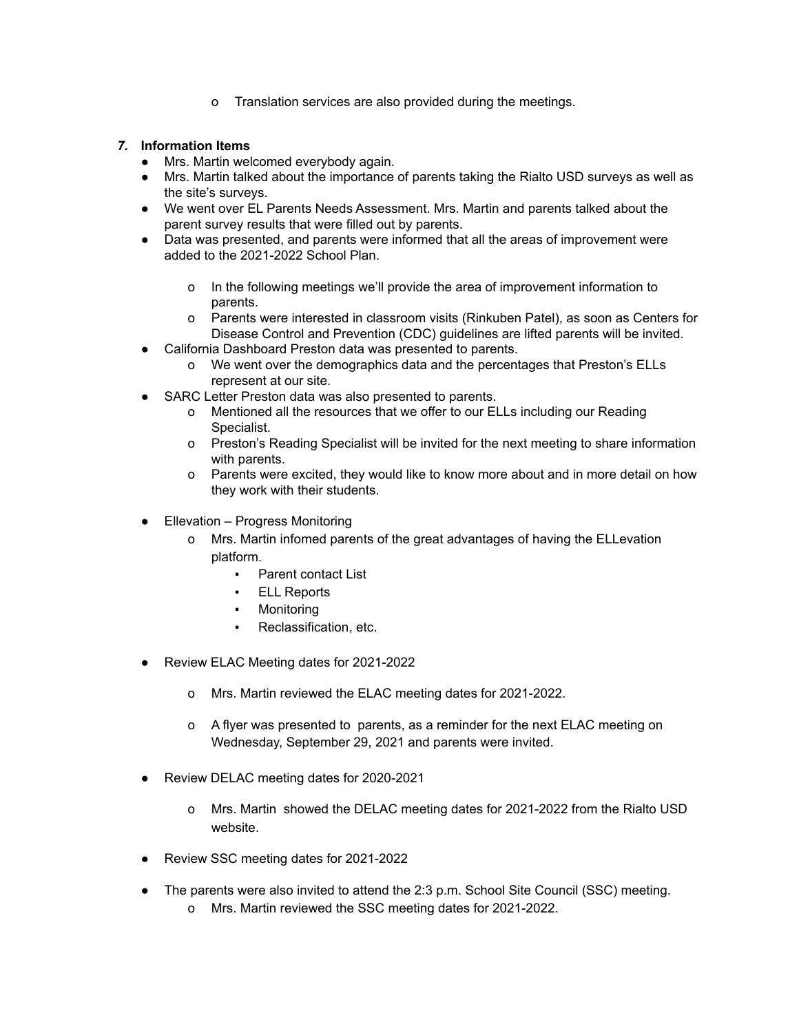- Translation services are also provided during the meetings.

***7.* Information Items**

- Mrs. Martin welcomed everybody again.
- Mrs. Martin talked about the importance of parents taking the Rialto USD surveys as well as the site's surveys.
- We went over EL Parents Needs Assessment. Mrs. Martin and parents talked about the parent survey results that were filled out by parents.
- Data was presented, and parents were informed that all the areas of improvement were added to the 2021-2022 School Plan.
    - In the following meetings we'll provide the area of improvement information to parents.
    - Parents were interested in classroom visits (Rinkuben Patel), as soon as Centers for Disease Control and Prevention (CDC) guidelines are lifted parents will be invited.
- California Dashboard Preston data was presented to parents.
    - We went over the demographics data and the percentages that Preston's ELLs represent at our site.
- SARC Letter Preston data was also presented to parents.
    - Mentioned all the resources that we offer to our ELLs including our Reading Specialist.
    - Preston's Reading Specialist will be invited for the next meeting to share information with parents.
    - Parents were excited, they would like to know more about and in more detail on how they work with their students.
- Ellevation – Progress Monitoring
    - Mrs. Martin infomed parents of the great advantages of having the ELLevation platform.
        - Parent contact List
        - ELL Reports
        - Monitoring
        - Reclassification, etc.
- Review ELAC Meeting dates for 2021-2022
    - Mrs. Martin reviewed the ELAC meeting dates for 2021-2022.
    - A flyer was presented to parents, as a reminder for the next ELAC meeting on Wednesday, September 29, 2021 and parents were invited.
- Review DELAC meeting dates for 2020-2021
    - Mrs. Martin showed the DELAC meeting dates for 2021-2022 from the Rialto USD website.
- Review SSC meeting dates for 2021-2022
- The parents were also invited to attend the 2:3 p.m. School Site Council (SSC) meeting.
    - Mrs. Martin reviewed the SSC meeting dates for 2021-2022.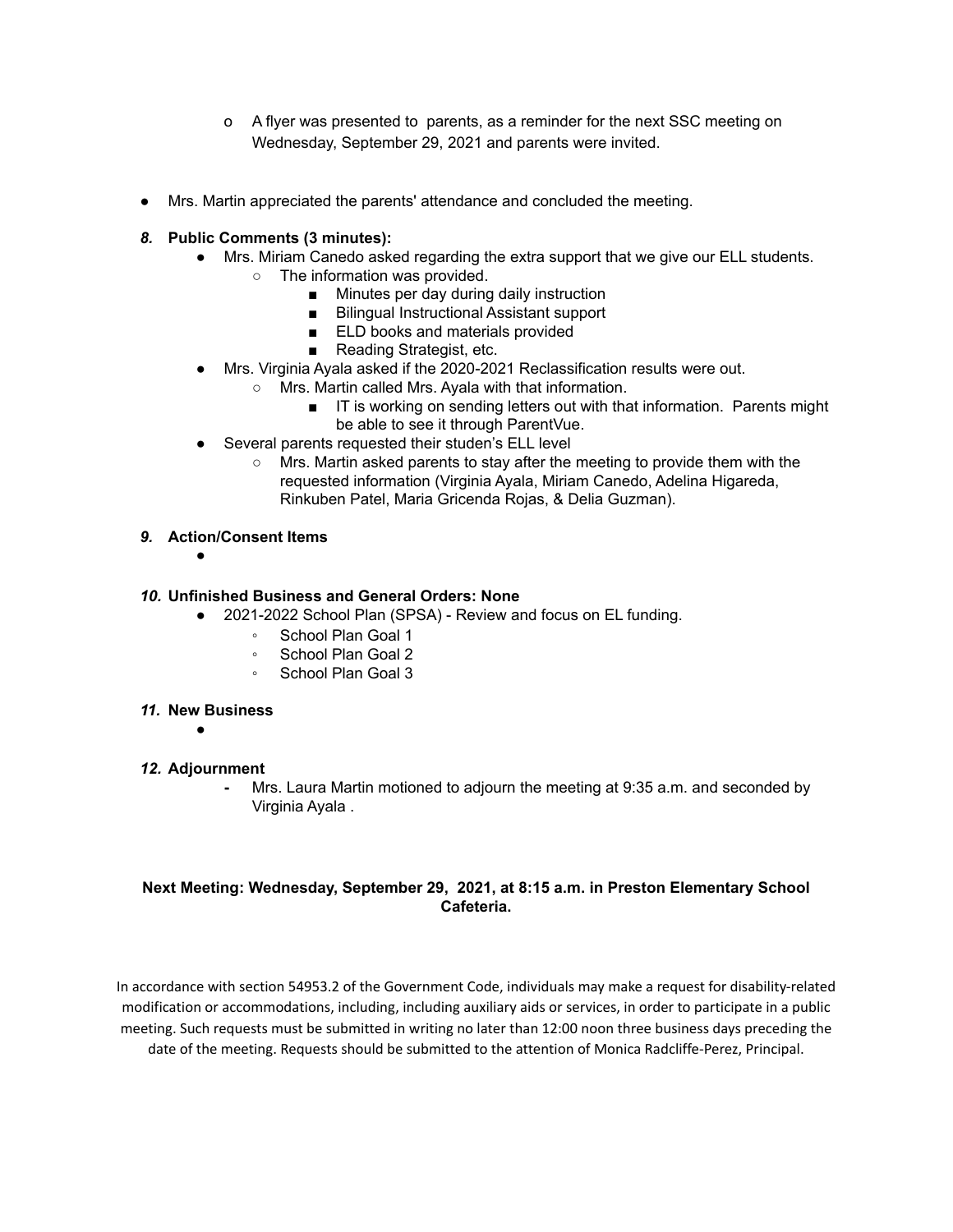- A flyer was presented to parents, as a reminder for the next SSC meeting on Wednesday, September 29, 2021 and parents were invited.

- Mrs. Martin appreciated the parents' attendance and concluded the meeting.

***8.*** **Public Comments (3 minutes):**

- Mrs. Miriam Canedo asked regarding the extra support that we give our ELL students.
  - The information was provided.
    - Minutes per day during daily instruction
    - Bilingual Instructional Assistant support
    - ELD books and materials provided
    - Reading Strategist, etc.
- Mrs. Virginia Ayala asked if the 2020-2021 Reclassification results were out.
  - Mrs. Martin called Mrs. Ayala with that information.
    - IT is working on sending letters out with that information. Parents might be able to see it through ParentVue.
- Several parents requested their studen's ELL level
  - Mrs. Martin asked parents to stay after the meeting to provide them with the requested information (Virginia Ayala, Miriam Canedo, Adelina Higareda, Rinkuben Patel, Maria Gricenda Rojas, & Delia Guzman).

***9.*** **Action/Consent Items**

-

***10.*** **Unfinished Business and General Orders: None**

- 2021-2022 School Plan (SPSA) - Review and focus on EL funding.
  - School Plan Goal 1
  - School Plan Goal 2
  - School Plan Goal 3

***11.*** **New Business**

-

***12.*** **Adjournment**

- Mrs. Laura Martin motioned to adjourn the meeting at 9:35 a.m. and seconded by Virginia Ayala .

**Next Meeting: Wednesday, September 29, 2021, at 8:15 a.m. in Preston Elementary School Cafeteria.**

In accordance with section 54953.2 of the Government Code, individuals may make a request for disability-related modification or accommodations, including, including auxiliary aids or services, in order to participate in a public meeting. Such requests must be submitted in writing no later than 12:00 noon three business days preceding the date of the meeting. Requests should be submitted to the attention of Monica Radcliffe-Perez, Principal.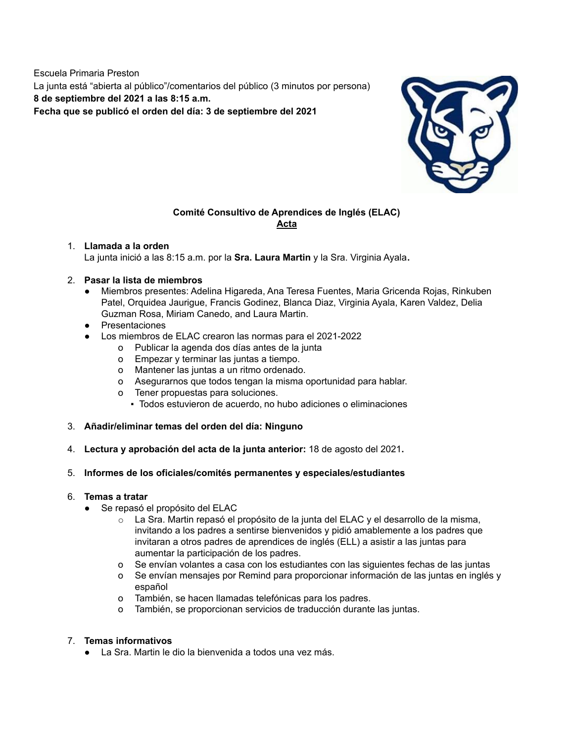Escuela Primaria Preston
La junta está "abierta al público"/comentarios del público (3 minutos por persona)
**8 de septiembre del 2021 a las 8:15 a.m.**
**Fecha que se publicó el orden del día: 3 de septiembre del 2021**

**Comité Consultivo de Aprendices de Inglés (ELAC)**
**Acta**

1. **Llamada a la orden**
   La junta inició a las 8:15 a.m. por la **Sra. Laura Martin** y la Sra. Virginia Ayala**.**

2. **Pasar la lista de miembros**
   - Miembros presentes: Adelina Higareda, Ana Teresa Fuentes, Maria Gricenda Rojas, Rinkuben Patel, Orquidea Jaurigue, Francis Godinez, Blanca Diaz, Virginia Ayala, Karen Valdez, Delia Guzman Rosa, Miriam Canedo, and Laura Martin.
   - Presentaciones
   - Los miembros de ELAC crearon las normas para el 2021-2022
     - Publicar la agenda dos días antes de la junta
     - Empezar y terminar las juntas a tiempo.
     - Mantener las juntas a un ritmo ordenado.
     - Asegurarnos que todos tengan la misma oportunidad para hablar.
     - Tener propuestas para soluciones.
       - Todos estuvieron de acuerdo, no hubo adiciones o eliminaciones

3. **Añadir/eliminar temas del orden del día: Ninguno**

4. **Lectura y aprobación del acta de la junta anterior:** 18 de agosto del 2021**.**

5. **Informes de los oficiales/comités permanentes y especiales/estudiantes**

6. **Temas a tratar**
   - Se repasó el propósito del ELAC
     - La Sra. Martin repasó el propósito de la junta del ELAC y el desarrollo de la misma, invitando a los padres a sentirse bienvenidos y pidió amablemente a los padres que invitaran a otros padres de aprendices de inglés (ELL) a asistir a las juntas para aumentar la participación de los padres.
     - Se envían volantes a casa con los estudiantes con las siguientes fechas de las juntas
     - Se envían mensajes por Remind para proporcionar información de las juntas en inglés y español
     - También, se hacen llamadas telefónicas para los padres.
     - También, se proporcionan servicios de traducción durante las juntas.

7. **Temas informativos**
   - La Sra. Martin le dio la bienvenida a todos una vez más.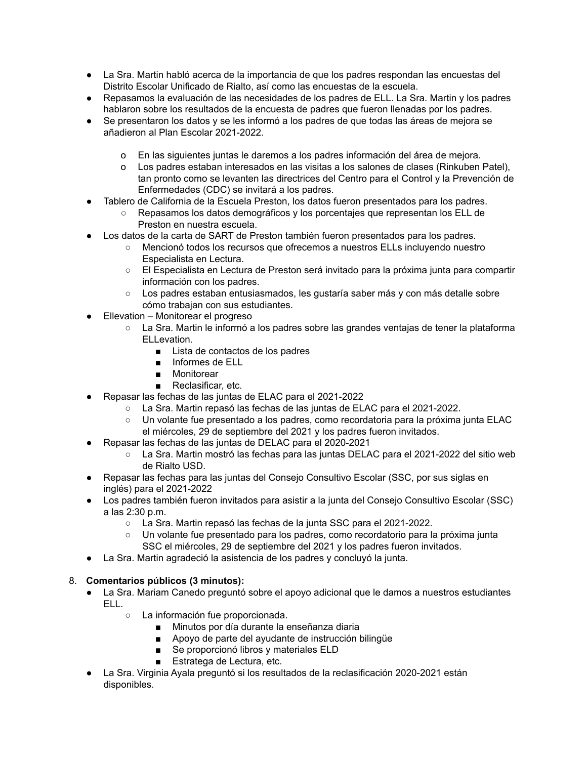- La Sra. Martin habló acerca de la importancia de que los padres respondan las encuestas del Distrito Escolar Unificado de Rialto, así como las encuestas de la escuela.
- Repasamos la evaluación de las necesidades de los padres de ELL. La Sra. Martin y los padres hablaron sobre los resultados de la encuesta de padres que fueron llenadas por los padres.
- Se presentaron los datos y se les informó a los padres de que todas las áreas de mejora se añadieron al Plan Escolar 2021-2022.
    - En las siguientes juntas le daremos a los padres información del área de mejora.
    - Los padres estaban interesados en las visitas a los salones de clases (Rinkuben Patel), tan pronto como se levanten las directrices del Centro para el Control y la Prevención de Enfermedades (CDC) se invitará a los padres.
- Tablero de California de la Escuela Preston, los datos fueron presentados para los padres.
    - Repasamos los datos demográficos y los porcentajes que representan los ELL de Preston en nuestra escuela.
- Los datos de la carta de SART de Preston también fueron presentados para los padres.
    - Mencionó todos los recursos que ofrecemos a nuestros ELLs incluyendo nuestro Especialista en Lectura.
    - El Especialista en Lectura de Preston será invitado para la próxima junta para compartir información con los padres.
    - Los padres estaban entusiasmados, les gustaría saber más y con más detalle sobre cómo trabajan con sus estudiantes.
- Ellevation – Monitorear el progreso
    - La Sra. Martin le informó a los padres sobre las grandes ventajas de tener la plataforma ELLevation.
        - Lista de contactos de los padres
        - Informes de ELL
        - Monitorear
        - Reclasificar, etc.
- Repasar las fechas de las juntas de ELAC para el 2021-2022
    - La Sra. Martin repasó las fechas de las juntas de ELAC para el 2021-2022.
    - Un volante fue presentado a los padres, como recordatoria para la próxima junta ELAC el miércoles, 29 de septiembre del 2021 y los padres fueron invitados.
- Repasar las fechas de las juntas de DELAC para el 2020-2021
    - La Sra. Martin mostró las fechas para las juntas DELAC para el 2021-2022 del sitio web de Rialto USD.
- Repasar las fechas para las juntas del Consejo Consultivo Escolar (SSC, por sus siglas en inglés) para el 2021-2022
- Los padres también fueron invitados para asistir a la junta del Consejo Consultivo Escolar (SSC) a las 2:30 p.m.
    - La Sra. Martin repasó las fechas de la junta SSC para el 2021-2022.
    - Un volante fue presentado para los padres, como recordatorio para la próxima junta SSC el miércoles, 29 de septiembre del 2021 y los padres fueron invitados.
- La Sra. Martin agradeció la asistencia de los padres y concluyó la junta.

8. **Comentarios públicos (3 minutos):**
    - La Sra. Mariam Canedo preguntó sobre el apoyo adicional que le damos a nuestros estudiantes ELL.
        - La información fue proporcionada.
            - Minutos por día durante la enseñanza diaria
            - Apoyo de parte del ayudante de instrucción bilingüe
            - Se proporcionó libros y materiales ELD
            - Estratega de Lectura, etc.
    - La Sra. Virginia Ayala preguntó si los resultados de la reclasificación 2020-2021 están disponibles.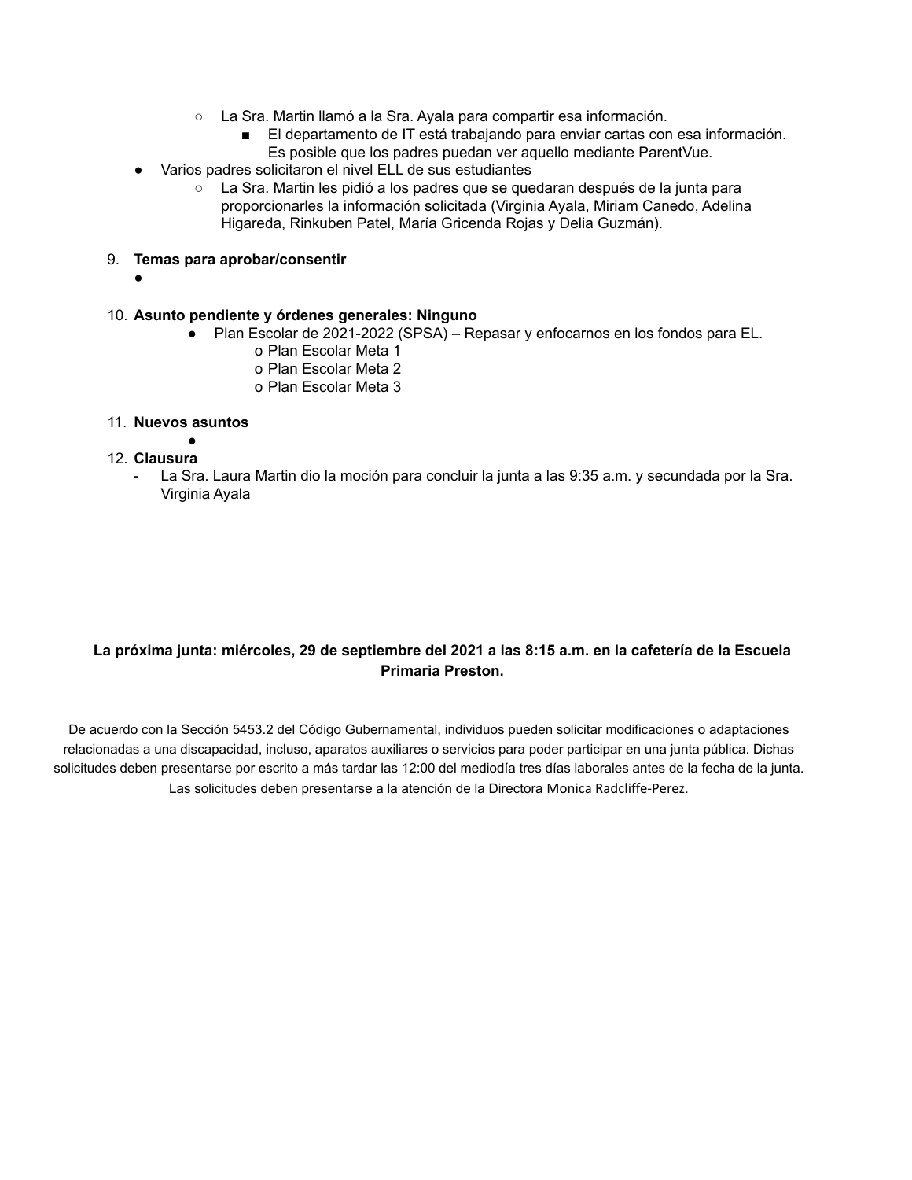- La Sra. Martin llamó a la Sra. Ayala para compartir esa información.
        - El departamento de IT está trabajando para enviar cartas con esa información. Es posible que los padres puedan ver aquello mediante ParentVue.
- Varios padres solicitaron el nivel ELL de sus estudiantes
    - La Sra. Martin les pidió a los padres que se quedaran después de la junta para proporcionarles la información solicitada (Virginia Ayala, Miriam Canedo, Adelina Higareda, Rinkuben Patel, María Gricenda Rojas y Delia Guzmán).

9. **Temas para aprobar/consentir**
    - 

10. **Asunto pendiente y órdenes generales: Ninguno**
    - Plan Escolar de 2021-2022 (SPSA) – Repasar y enfocarnos en los fondos para EL.
        - Plan Escolar Meta 1
        - Plan Escolar Meta 2
        - Plan Escolar Meta 3

11. **Nuevos asuntos**
    - 

12. **Clausura**
    - La Sra. Laura Martin dio la moción para concluir la junta a las 9:35 a.m. y secundada por la Sra. Virginia Ayala

**La próxima junta: miércoles, 29 de septiembre del 2021 a las 8:15 a.m. en la cafetería de la Escuela Primaria Preston.**

De acuerdo con la Sección 5453.2 del Código Gubernamental, individuos pueden solicitar modificaciones o adaptaciones relacionadas a una discapacidad, incluso, aparatos auxiliares o servicios para poder participar en una junta pública. Dichas solicitudes deben presentarse por escrito a más tardar las 12:00 del mediodía tres días laborales antes de la fecha de la junta. Las solicitudes deben presentarse a la atención de la Directora Monica Radcliffe-Perez.